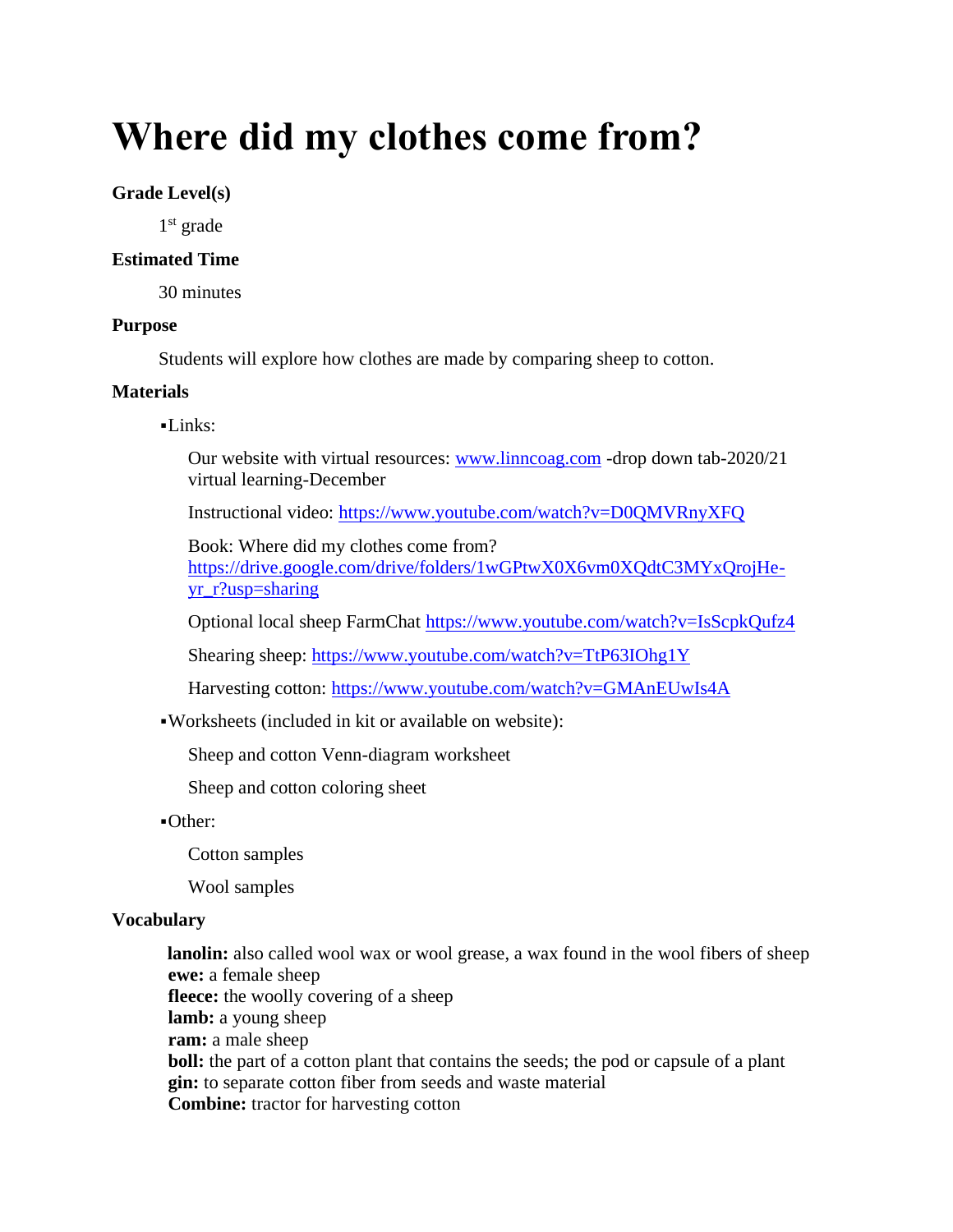# Where did my clothes come from?

**Grade Level(s)**

1st grade

**Estimated Time**

30 minutes

**Purpose**

Students will explore how clothes are made by comparing sheep to cotton.

**Materials**

- Links:

  Our website with virtual resources: www.linncoag.com -drop down tab-2020/21 virtual learning-December

  Instructional video: https://www.youtube.com/watch?v=D0QMVRnyXFQ

  Book: Where did my clothes come from? https://drive.google.com/drive/folders/1wGPtwX0X6vm0XQdtC3MYxQrojHe-yr_r?usp=sharing

  Optional local sheep FarmChat https://www.youtube.com/watch?v=IsScpkQufz4

  Shearing sheep: https://www.youtube.com/watch?v=TtP63IOhg1Y

  Harvesting cotton: https://www.youtube.com/watch?v=GMAnEUwIs4A

- Worksheets (included in kit or available on website):

  Sheep and cotton Venn-diagram worksheet

  Sheep and cotton coloring sheet

- Other:

  Cotton samples

  Wool samples

**Vocabulary**

**lanolin:** also called wool wax or wool grease, a wax found in the wool fibers of sheep
**ewe:** a female sheep
**fleece:** the woolly covering of a sheep
**lamb:** a young sheep
**ram:** a male sheep
**boll:** the part of a cotton plant that contains the seeds; the pod or capsule of a plant
**gin:** to separate cotton fiber from seeds and waste material
**Combine:** tractor for harvesting cotton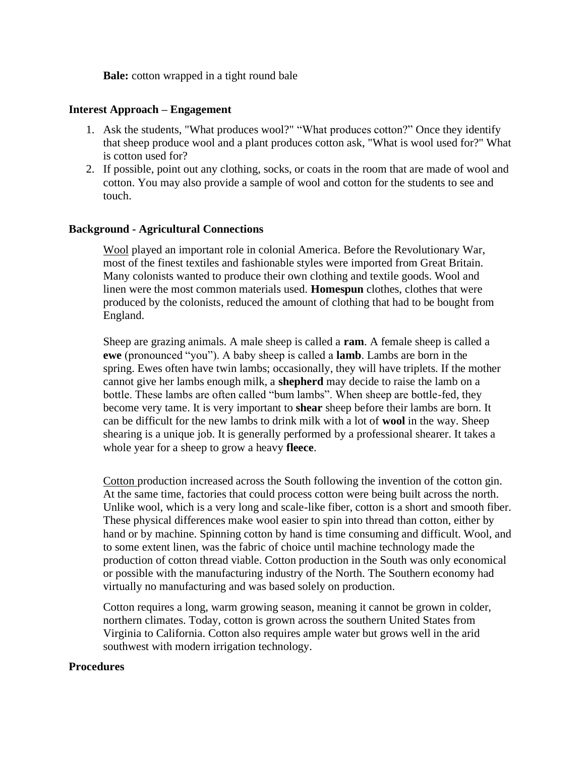**Bale:** cotton wrapped in a tight round bale

## Interest Approach – Engagement

1. Ask the students, "What produces wool?" "What produces cotton?" Once they identify that sheep produce wool and a plant produces cotton ask, "What is wool used for?" What is cotton used for?
2. If possible, point out any clothing, socks, or coats in the room that are made of wool and cotton. You may also provide a sample of wool and cotton for the students to see and touch.

## Background - Agricultural Connections

Wool played an important role in colonial America. Before the Revolutionary War, most of the finest textiles and fashionable styles were imported from Great Britain. Many colonists wanted to produce their own clothing and textile goods. Wool and linen were the most common materials used. **Homespun** clothes, clothes that were produced by the colonists, reduced the amount of clothing that had to be bought from England.

Sheep are grazing animals. A male sheep is called a **ram**. A female sheep is called a **ewe** (pronounced "you"). A baby sheep is called a **lamb**. Lambs are born in the spring. Ewes often have twin lambs; occasionally, they will have triplets. If the mother cannot give her lambs enough milk, a **shepherd** may decide to raise the lamb on a bottle. These lambs are often called "bum lambs". When sheep are bottle-fed, they become very tame. It is very important to **shear** sheep before their lambs are born. It can be difficult for the new lambs to drink milk with a lot of **wool** in the way. Sheep shearing is a unique job. It is generally performed by a professional shearer. It takes a whole year for a sheep to grow a heavy **fleece**.

Cotton production increased across the South following the invention of the cotton gin. At the same time, factories that could process cotton were being built across the north. Unlike wool, which is a very long and scale-like fiber, cotton is a short and smooth fiber. These physical differences make wool easier to spin into thread than cotton, either by hand or by machine. Spinning cotton by hand is time consuming and difficult. Wool, and to some extent linen, was the fabric of choice until machine technology made the production of cotton thread viable. Cotton production in the South was only economical or possible with the manufacturing industry of the North. The Southern economy had virtually no manufacturing and was based solely on production.

Cotton requires a long, warm growing season, meaning it cannot be grown in colder, northern climates. Today, cotton is grown across the southern United States from Virginia to California. Cotton also requires ample water but grows well in the arid southwest with modern irrigation technology.

## Procedures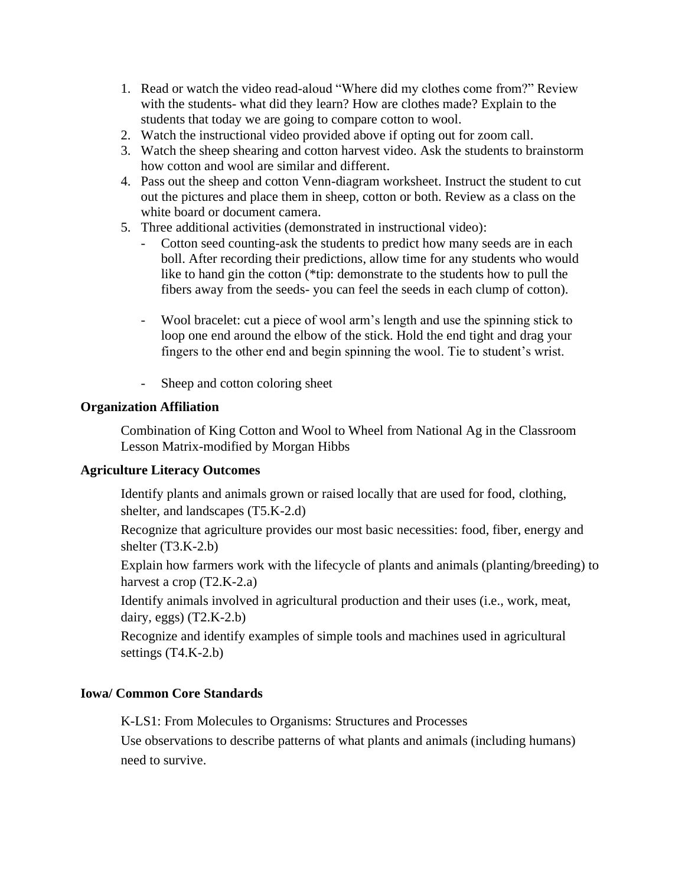1. Read or watch the video read-aloud "Where did my clothes come from?" Review with the students- what did they learn? How are clothes made? Explain to the students that today we are going to compare cotton to wool.
2. Watch the instructional video provided above if opting out for zoom call.
3. Watch the sheep shearing and cotton harvest video. Ask the students to brainstorm how cotton and wool are similar and different.
4. Pass out the sheep and cotton Venn-diagram worksheet. Instruct the student to cut out the pictures and place them in sheep, cotton or both. Review as a class on the white board or document camera.
5. Three additional activities (demonstrated in instructional video):
   - Cotton seed counting-ask the students to predict how many seeds are in each boll. After recording their predictions, allow time for any students who would like to hand gin the cotton (*tip: demonstrate to the students how to pull the fibers away from the seeds- you can feel the seeds in each clump of cotton).

   - Wool bracelet: cut a piece of wool arm's length and use the spinning stick to loop one end around the elbow of the stick. Hold the end tight and drag your fingers to the other end and begin spinning the wool. Tie to student's wrist.

   - Sheep and cotton coloring sheet

**Organization Affiliation**

Combination of King Cotton and Wool to Wheel from National Ag in the Classroom Lesson Matrix-modified by Morgan Hibbs

**Agriculture Literacy Outcomes**

Identify plants and animals grown or raised locally that are used for food, clothing, shelter, and landscapes (T5.K-2.d)

Recognize that agriculture provides our most basic necessities: food, fiber, energy and shelter (T3.K-2.b)

Explain how farmers work with the lifecycle of plants and animals (planting/breeding) to harvest a crop (T2.K-2.a)

Identify animals involved in agricultural production and their uses (i.e., work, meat, dairy, eggs) (T2.K-2.b)

Recognize and identify examples of simple tools and machines used in agricultural settings (T4.K-2.b)

**Iowa/ Common Core Standards**

K-LS1: From Molecules to Organisms: Structures and Processes

Use observations to describe patterns of what plants and animals (including humans) need to survive.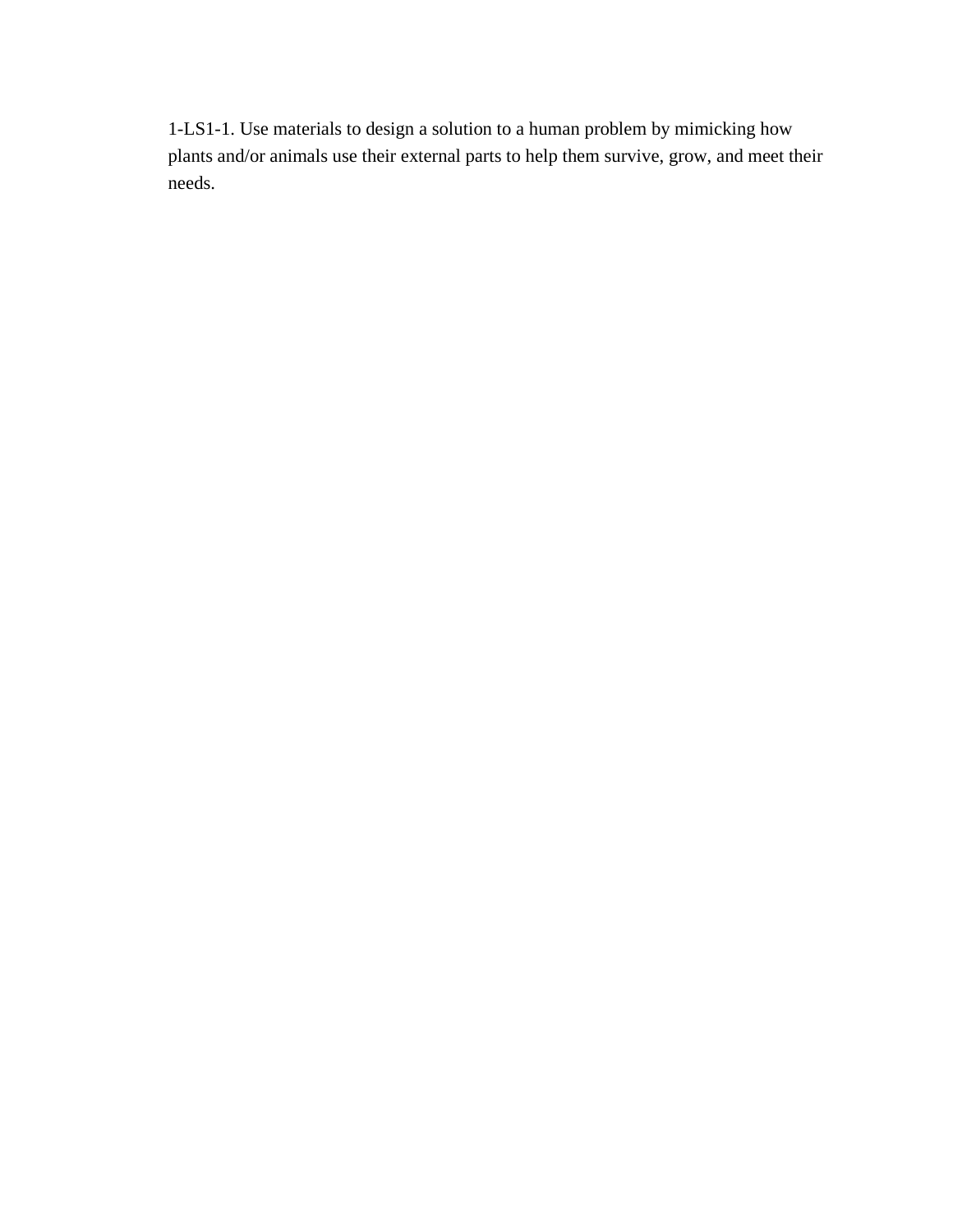1-LS1-1. Use materials to design a solution to a human problem by mimicking how plants and/or animals use their external parts to help them survive, grow, and meet their needs.